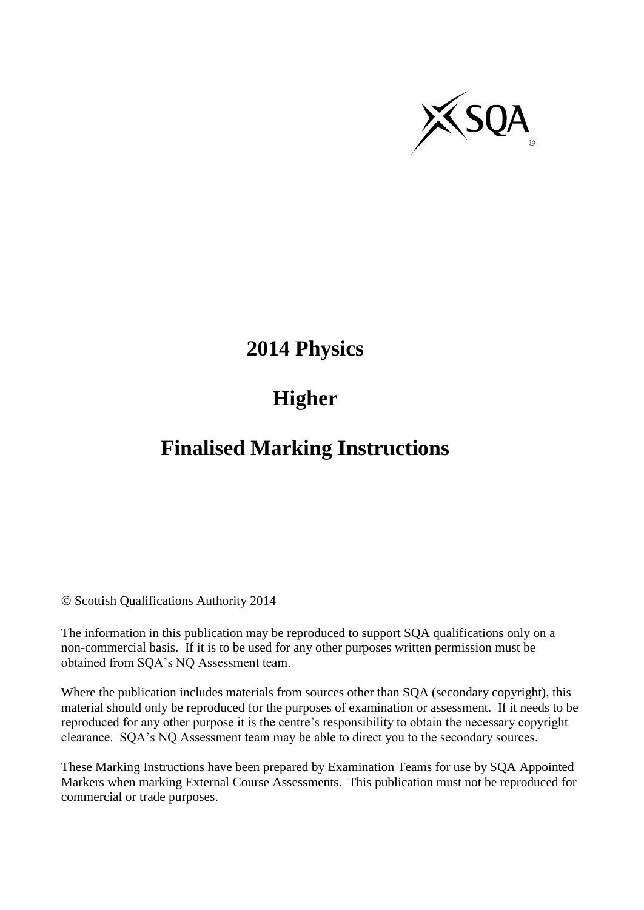# 2014 Physics

# Higher

# Finalised Marking Instructions

© Scottish Qualifications Authority 2014

The information in this publication may be reproduced to support SQA qualifications only on a non-commercial basis. If it is to be used for any other purposes written permission must be obtained from SQA's NQ Assessment team.

Where the publication includes materials from sources other than SQA (secondary copyright), this material should only be reproduced for the purposes of examination or assessment. If it needs to be reproduced for any other purpose it is the centre's responsibility to obtain the necessary copyright clearance. SQA's NQ Assessment team may be able to direct you to the secondary sources.

These Marking Instructions have been prepared by Examination Teams for use by SQA Appointed Markers when marking External Course Assessments. This publication must not be reproduced for commercial or trade purposes.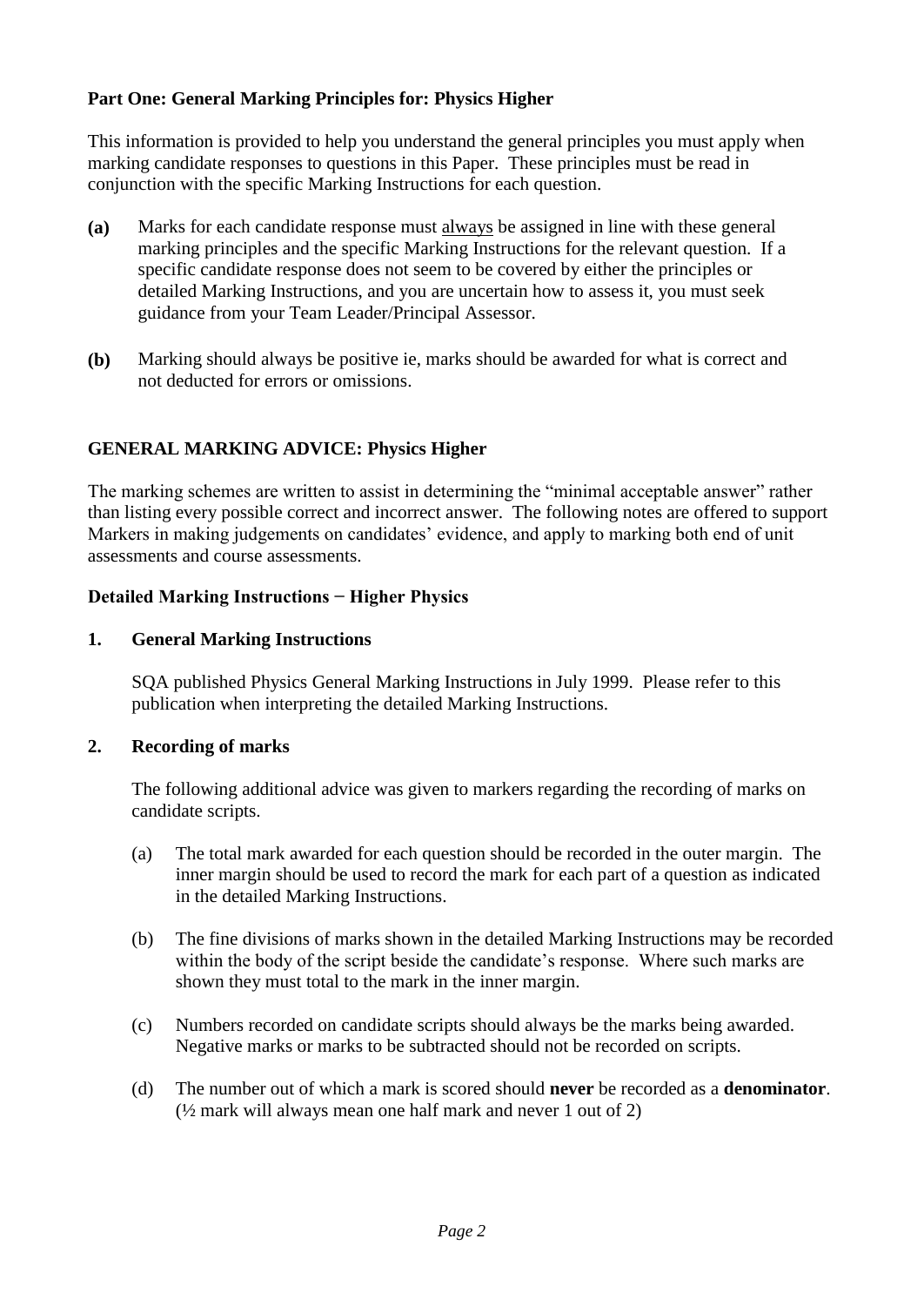**Part One: General Marking Principles for: Physics Higher**

This information is provided to help you understand the general principles you must apply when marking candidate responses to questions in this Paper. These principles must be read in conjunction with the specific Marking Instructions for each question.

**(a)** Marks for each candidate response must always be assigned in line with these general marking principles and the specific Marking Instructions for the relevant question. If a specific candidate response does not seem to be covered by either the principles or detailed Marking Instructions, and you are uncertain how to assess it, you must seek guidance from your Team Leader/Principal Assessor.

**(b)** Marking should always be positive ie, marks should be awarded for what is correct and not deducted for errors or omissions.

**GENERAL MARKING ADVICE: Physics Higher**

The marking schemes are written to assist in determining the "minimal acceptable answer" rather than listing every possible correct and incorrect answer. The following notes are offered to support Markers in making judgements on candidates' evidence, and apply to marking both end of unit assessments and course assessments.

**Detailed Marking Instructions − Higher Physics**

**1. General Marking Instructions**

SQA published Physics General Marking Instructions in July 1999. Please refer to this publication when interpreting the detailed Marking Instructions.

**2. Recording of marks**

The following additional advice was given to markers regarding the recording of marks on candidate scripts.

(a) The total mark awarded for each question should be recorded in the outer margin. The inner margin should be used to record the mark for each part of a question as indicated in the detailed Marking Instructions.

(b) The fine divisions of marks shown in the detailed Marking Instructions may be recorded within the body of the script beside the candidate's response. Where such marks are shown they must total to the mark in the inner margin.

(c) Numbers recorded on candidate scripts should always be the marks being awarded. Negative marks or marks to be subtracted should not be recorded on scripts.

(d) The number out of which a mark is scored should **never** be recorded as a **denominator**. (½ mark will always mean one half mark and never 1 out of 2)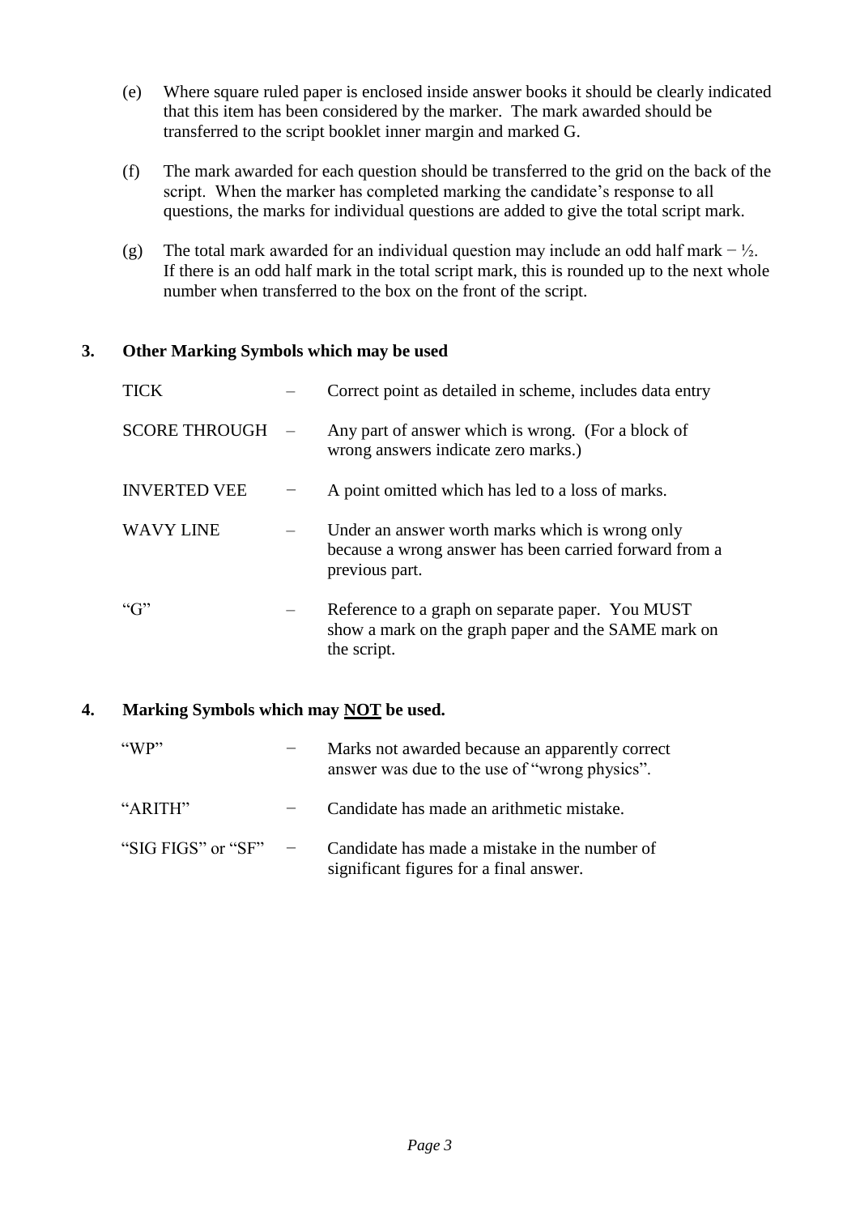(e) Where square ruled paper is enclosed inside answer books it should be clearly indicated that this item has been considered by the marker. The mark awarded should be transferred to the script booklet inner margin and marked G.

(f) The mark awarded for each question should be transferred to the grid on the back of the script. When the marker has completed marking the candidate's response to all questions, the marks for individual questions are added to give the total script mark.

(g) The total mark awarded for an individual question may include an odd half mark − ½. If there is an odd half mark in the total script mark, this is rounded up to the next whole number when transferred to the box on the front of the script.

## 3. Other Marking Symbols which may be used

| | | |
|---|---|---|
| TICK | – | Correct point as detailed in scheme, includes data entry |
| SCORE THROUGH | – | Any part of answer which is wrong. (For a block of wrong answers indicate zero marks.) |
| INVERTED VEE | − | A point omitted which has led to a loss of marks. |
| WAVY LINE | – | Under an answer worth marks which is wrong only because a wrong answer has been carried forward from a previous part. |
| "G" | – | Reference to a graph on separate paper. You MUST show a mark on the graph paper and the SAME mark on the script. |

## 4. Marking Symbols which may NOT be used.

| | | |
|---|---|---|
| "WP" | − | Marks not awarded because an apparently correct answer was due to the use of "wrong physics". |
| "ARITH" | − | Candidate has made an arithmetic mistake. |
| "SIG FIGS" or "SF" | − | Candidate has made a mistake in the number of significant figures for a final answer. |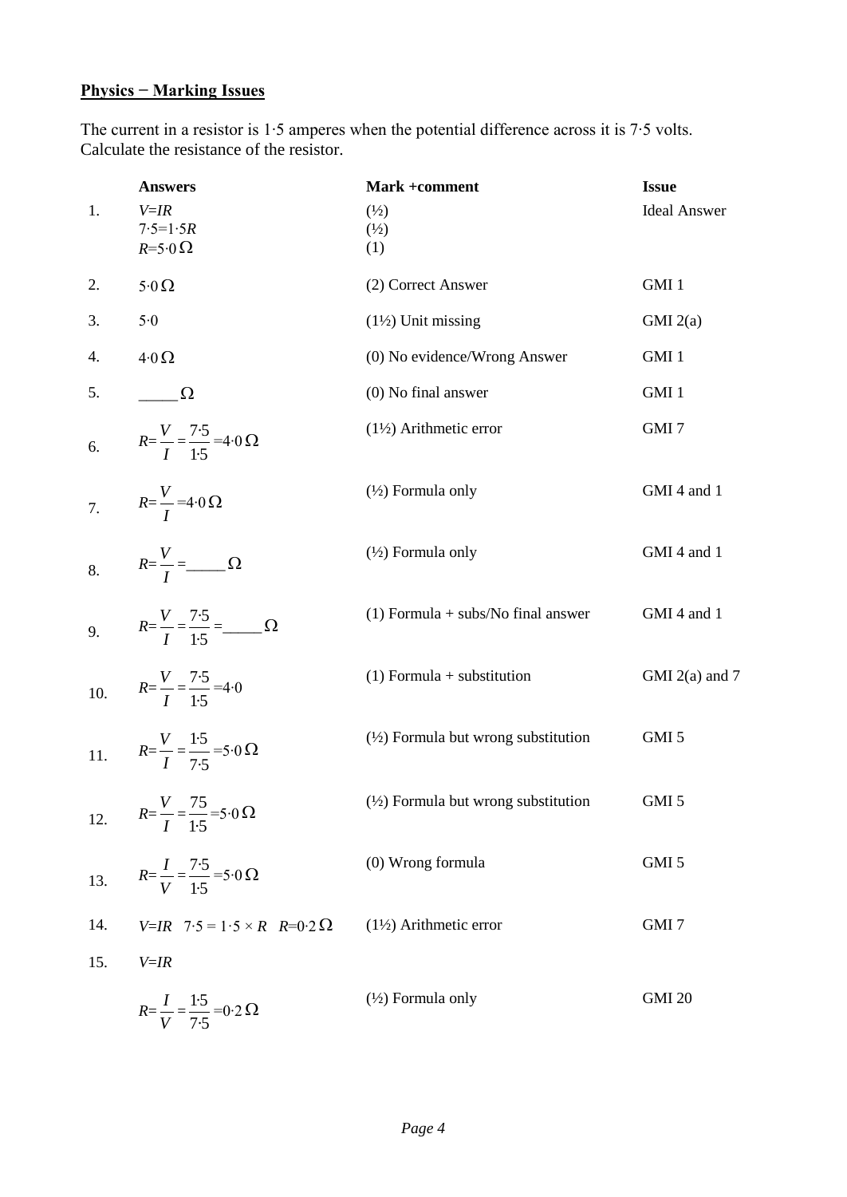## **Physics − Marking Issues**

The current in a resistor is 1·5 amperes when the potential difference across it is 7·5 volts. Calculate the resistance of the resistor.

| | **Answers** | **Mark +comment** | **Issue** |
|---|---|---|---|
| 1. | $V=IR$<br>$7{\cdot}5=1{\cdot}5R$<br>$R=5{\cdot}0\,\Omega$ | (½)<br>(½)<br>(1) | Ideal Answer |
| 2. | $5{\cdot}0\,\Omega$ | (2) Correct Answer | GMI 1 |
| 3. | $5{\cdot}0$ | (1½) Unit missing | GMI 2(a) |
| 4. | $4{\cdot}0\,\Omega$ | (0) No evidence/Wrong Answer | GMI 1 |
| 5. | $\_\_\_\_\_\,\Omega$ | (0) No final answer | GMI 1 |
| 6. | $R=\frac{V}{I}=\frac{7{\cdot}5}{1{\cdot}5}=4{\cdot}0\,\Omega$ | (1½) Arithmetic error | GMI 7 |
| 7. | $R=\frac{V}{I}=4{\cdot}0\,\Omega$ | (½) Formula only | GMI 4 and 1 |
| 8. | $R=\frac{V}{I}=\_\_\_\_\_\,\Omega$ | (½) Formula only | GMI 4 and 1 |
| 9. | $R=\frac{V}{I}=\frac{7{\cdot}5}{1{\cdot}5}=\_\_\_\_\_\,\Omega$ | (1) Formula + subs/No final answer | GMI 4 and 1 |
| 10. | $R=\frac{V}{I}=\frac{7{\cdot}5}{1{\cdot}5}=4{\cdot}0$ | (1) Formula + substitution | GMI 2(a) and 7 |
| 11. | $R=\frac{V}{I}=\frac{1{\cdot}5}{7{\cdot}5}=5{\cdot}0\,\Omega$ | (½) Formula but wrong substitution | GMI 5 |
| 12. | $R=\frac{V}{I}=\frac{75}{1{\cdot}5}=5{\cdot}0\,\Omega$ | (½) Formula but wrong substitution | GMI 5 |
| 13. | $R=\frac{I}{V}=\frac{7{\cdot}5}{1{\cdot}5}=5{\cdot}0\,\Omega$ | (0) Wrong formula | GMI 5 |
| 14. | $V=IR \quad 7{\cdot}5=1{\cdot}5\times R \quad R=0{\cdot}2\,\Omega$ | (1½) Arithmetic error | GMI 7 |
| 15. | $V=IR$<br>$R=\frac{I}{V}=\frac{1{\cdot}5}{7{\cdot}5}=0{\cdot}2\,\Omega$ | (½) Formula only | GMI 20 |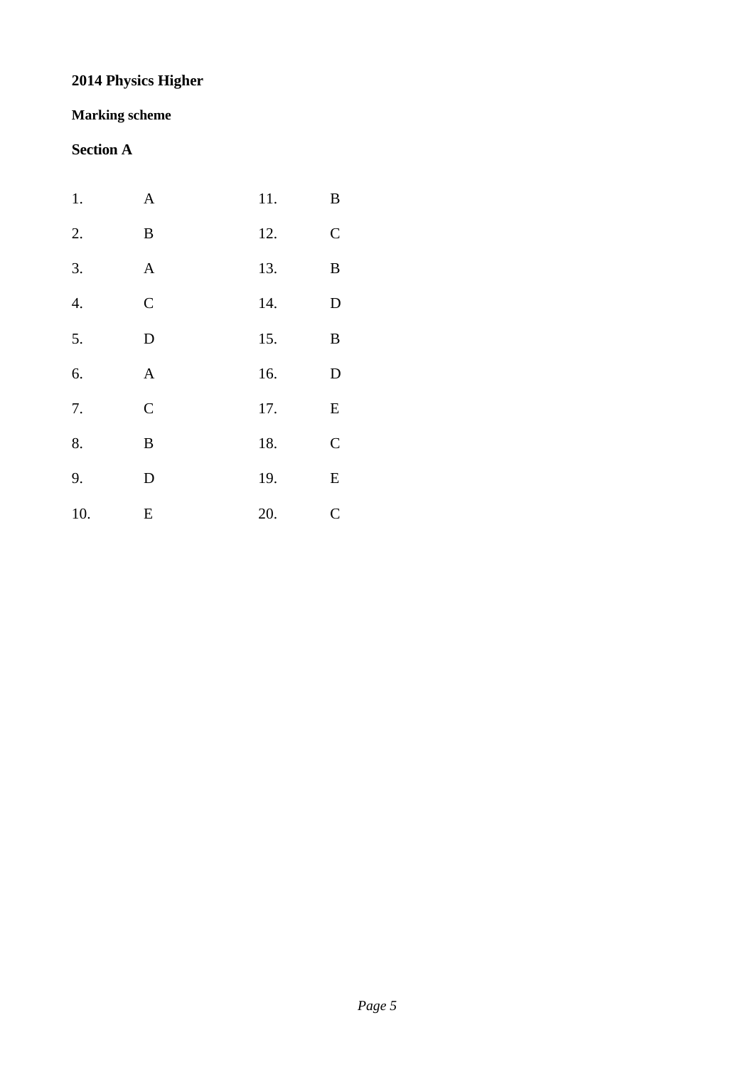# 2014 Physics Higher

## Marking scheme

### Section A

| | | | |
|---|---|---|---|
| 1. | A | 11. | B |
| 2. | B | 12. | C |
| 3. | A | 13. | B |
| 4. | C | 14. | D |
| 5. | D | 15. | B |
| 6. | A | 16. | D |
| 7. | C | 17. | E |
| 8. | B | 18. | C |
| 9. | D | 19. | E |
| 10. | E | 20. | C |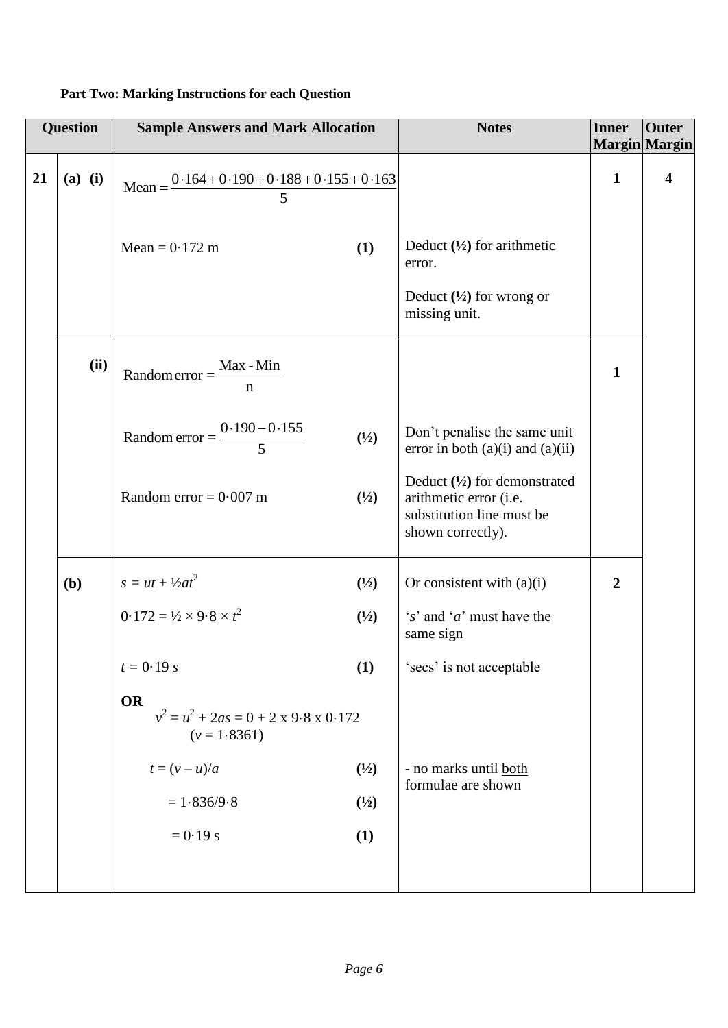**Part Two: Marking Instructions for each Question**

| Question | | Sample Answers and Mark Allocation | Notes | Inner Margin | Outer Margin |
|---|---|---|---|---|---|
| 21 | (a) (i) | $\text{Mean} = \dfrac{0{\cdot}164 + 0{\cdot}190 + 0{\cdot}188 + 0{\cdot}155 + 0{\cdot}163}{5}$<br><br>Mean = 0·172 m **(1)** | Deduct **(½)** for arithmetic error.<br><br>Deduct **(½)** for wrong or missing unit. | 1 | 4 |
| | (ii) | $\text{Random error} = \dfrac{\text{Max - Min}}{\text{n}}$<br><br>$\text{Random error} = \dfrac{0{\cdot}190 - 0{\cdot}155}{5}$ **(½)**<br><br>Random error = 0·007 m **(½)** | Don't penalise the same unit error in both (a)(i) and (a)(ii)<br><br>Deduct **(½)** for demonstrated arithmetic error (i.e. substitution line must be shown correctly). | 1 | |
| | (b) | $s = ut + ½at^2$ **(½)**<br><br>$0{\cdot}172 = ½ \times 9{\cdot}8 \times t^2$ **(½)**<br><br>$t = 0{\cdot}19\ s$ **(1)**<br><br>**OR**<br>$v^2 = u^2 + 2as = 0 + 2 \times 9{\cdot}8 \times 0{\cdot}172$<br>$(v = 1{\cdot}8361)$<br><br>$t = (v - u)/a$ **(½)**<br><br>$= 1{\cdot}836/9{\cdot}8$ **(½)**<br><br>$= 0{\cdot}19$ s **(1)** | Or consistent with (a)(i)<br><br>'*s*' and '*a*' must have the same sign<br><br>'secs' is not acceptable<br><br>- no marks until both formulae are shown | 2 | |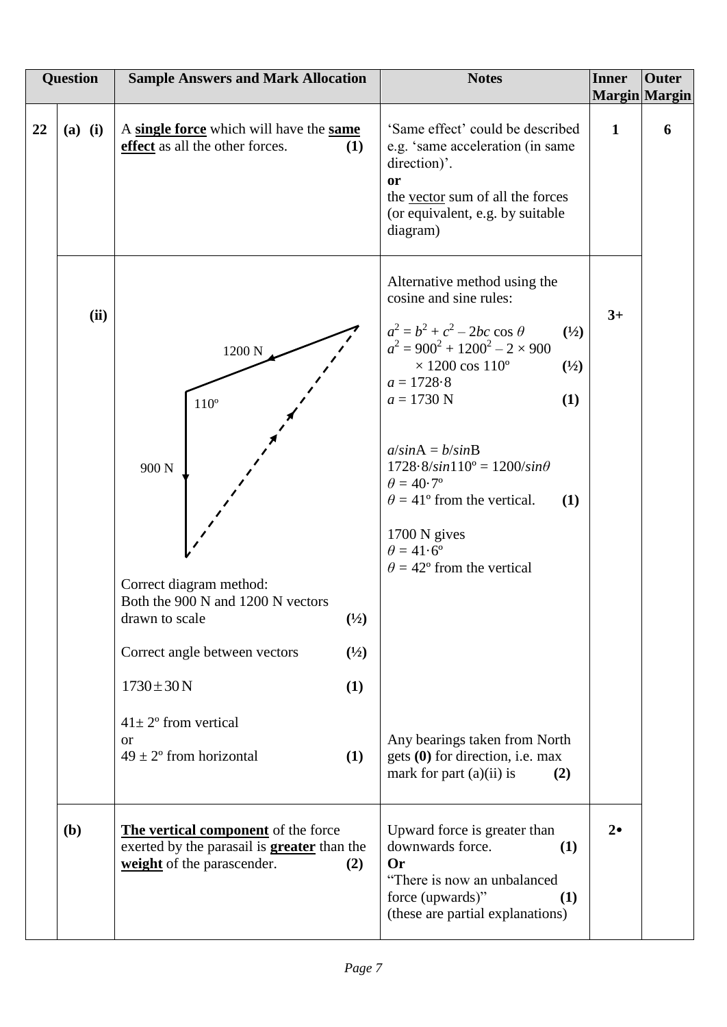| Question | | Sample Answers and Mark Allocation | Notes | Inner Margin | Outer Margin |
|---|---|---|---|---|---|
| 22 | (a) (i) | A **single force** which will have the **same effect** as all the other forces. **(1)** | 'Same effect' could be described e.g. 'same acceleration (in same direction)'.<br>**or**<br>the vector sum of all the forces (or equivalent, e.g. by suitable diagram) | 1 | 6 |
| | (ii) | 1200 N<br>110º<br>900 N<br><br>Correct diagram method:<br>Both the 900 N and 1200 N vectors drawn to scale **(½)**<br><br>Correct angle between vectors **(½)**<br><br>$1730 \pm 30$ N **(1)**<br><br>$41 \pm 2$º from vertical<br>or<br>$49 \pm 2$º from horizontal **(1)** | Alternative method using the cosine and sine rules:<br><br>$a^2 = b^2 + c^2 - 2bc \cos\theta$ **(½)**<br>$a^2 = 900^2 + 1200^2 - 2 \times 900 \times 1200 \cos 110$º **(½)**<br>$a = 1728{\cdot}8$<br>$a = 1730$ N **(1)**<br><br>$a/\sin A = b/\sin B$<br>$1728{\cdot}8/\sin 110$º $= 1200/\sin\theta$<br>$\theta = 40{\cdot}7$º<br>$\theta = 41$º from the vertical. **(1)**<br><br>1700 N gives<br>$\theta = 41{\cdot}6$º<br>$\theta = 42$º from the vertical<br><br>Any bearings taken from North gets **(0)** for direction, i.e. max mark for part (a)(ii) is **(2)** | 3+ | |
| | (b) | **The vertical component** of the force exerted by the parasail is **greater** than the **weight** of the parascender. **(2)** | Upward force is greater than downwards force. **(1)**<br>**Or**<br>"There is now an unbalanced force (upwards)" **(1)**<br>(these are partial explanations) | 2• | |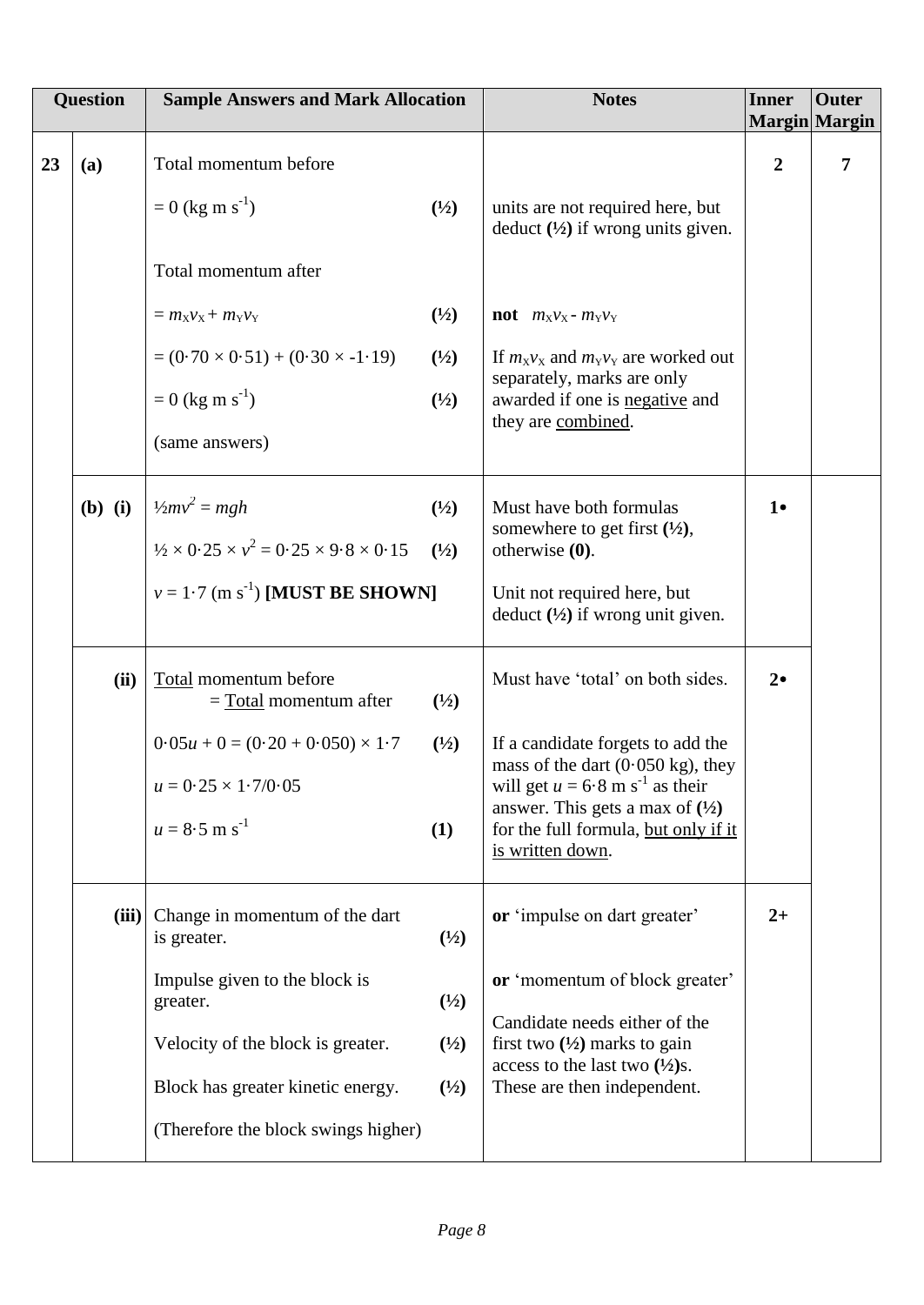| Question | | Sample Answers and Mark Allocation | Notes | Inner Margin | Outer Margin |
|---|---|---|---|---|---|
| 23 | (a) | Total momentum before<br><br>$= 0$ (kg m s$^{-1}$) **(½)**<br><br>Total momentum after<br><br>$= m_X v_X + m_Y v_Y$ **(½)**<br><br>$= (0{\cdot}70 \times 0{\cdot}51) + (0{\cdot}30 \times -1{\cdot}19)$ **(½)**<br><br>$= 0$ (kg m s$^{-1}$) **(½)**<br><br>(same answers) | units are not required here, but deduct **(½)** if wrong units given.<br><br>**not** $m_X v_X - m_Y v_Y$<br><br>If $m_X v_X$ and $m_Y v_Y$ are worked out separately, marks are only awarded if one is <u>negative</u> and they are <u>combined</u>. | 2 | 7 |
| | (b) (i) | $\frac{1}{2}mv^2 = mgh$ **(½)**<br><br>$\frac{1}{2} \times 0{\cdot}25 \times v^2 = 0{\cdot}25 \times 9{\cdot}8 \times 0{\cdot}15$ **(½)**<br><br>$v = 1{\cdot}7$ (m s$^{-1}$) **[MUST BE SHOWN]** | Must have both formulas somewhere to get first **(½)**, otherwise **(0)**.<br><br>Unit not required here, but deduct **(½)** if wrong unit given. | 1• | |
| | (ii) | <u>Total</u> momentum before $=$ <u>Total</u> momentum after **(½)**<br><br>$0{\cdot}05u + 0 = (0{\cdot}20 + 0{\cdot}050) \times 1{\cdot}7$ **(½)**<br><br>$u = 0{\cdot}25 \times 1{\cdot}7/0{\cdot}05$<br><br>$u = 8{\cdot}5$ m s$^{-1}$ **(1)** | Must have 'total' on both sides.<br><br>If a candidate forgets to add the mass of the dart (0·050 kg), they will get $u = 6{\cdot}8$ m s$^{-1}$ as their answer. This gets a max of **(½)** for the full formula, <u>but only if it is written down</u>. | 2• | |
| | (iii) | Change in momentum of the dart is greater. **(½)**<br><br>Impulse given to the block is greater. **(½)**<br><br>Velocity of the block is greater. **(½)**<br><br>Block has greater kinetic energy. **(½)**<br><br>(Therefore the block swings higher) | **or** 'impulse on dart greater'<br><br>**or** 'momentum of block greater'<br><br>Candidate needs either of the first two **(½)** marks to gain access to the last two **(½)**s. These are then independent. | 2+ | |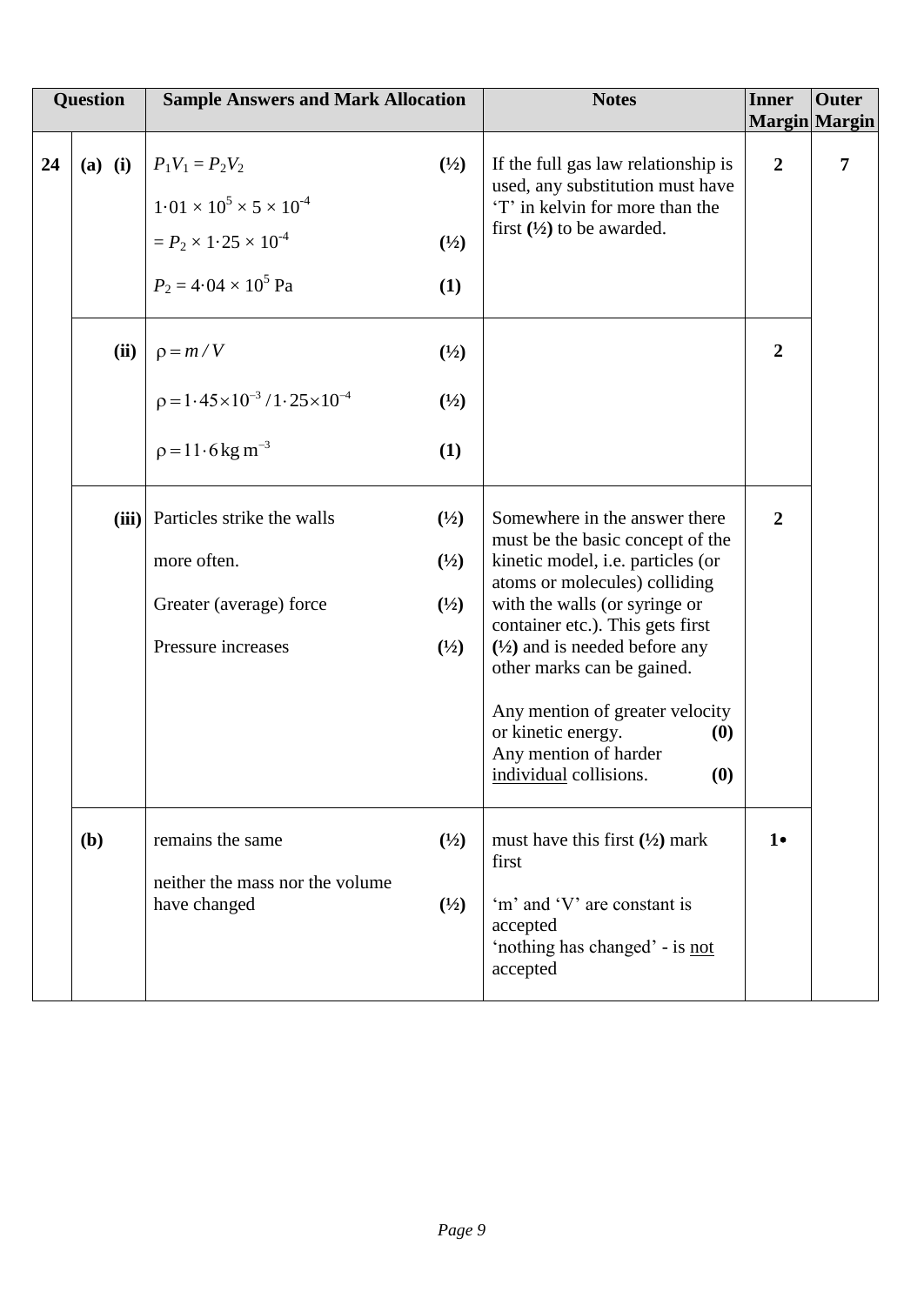| Question | | Sample Answers and Mark Allocation | Notes | Inner Margin | Outer Margin |
|---|---|---|---|---|---|
| 24 | (a) (i) | $P_1V_1 = P_2V_2$ **(½)**<br>$1{\cdot}01 \times 10^5 \times 5 \times 10^{-4}$<br>$= P_2 \times 1{\cdot}25 \times 10^{-4}$ **(½)**<br>$P_2 = 4{\cdot}04 \times 10^5$ Pa **(1)** | If the full gas law relationship is used, any substitution must have 'T' in kelvin for more than the first **(½)** to be awarded. | 2 | 7 |
| | (ii) | $\rho = m / V$ **(½)**<br>$\rho = 1{\cdot}45\times10^{-3} / 1{\cdot}25\times10^{-4}$ **(½)**<br>$\rho = 11{\cdot}6\,\text{kg m}^{-3}$ **(1)** | | 2 | |
| | (iii) | Particles strike the walls **(½)**<br>more often. **(½)**<br>Greater (average) force **(½)**<br>Pressure increases **(½)** | Somewhere in the answer there must be the basic concept of the kinetic model, i.e. particles (or atoms or molecules) colliding with the walls (or syringe or container etc.). This gets first **(½)** and is needed before any other marks can be gained.<br><br>Any mention of greater velocity or kinetic energy. **(0)**<br>Any mention of harder individual collisions. **(0)** | 2 | |
| | (b) | remains the same **(½)**<br>neither the mass nor the volume have changed **(½)** | must have this first **(½)** mark first<br><br>'m' and 'V' are constant is accepted<br>'nothing has changed' - is not accepted | 1• | |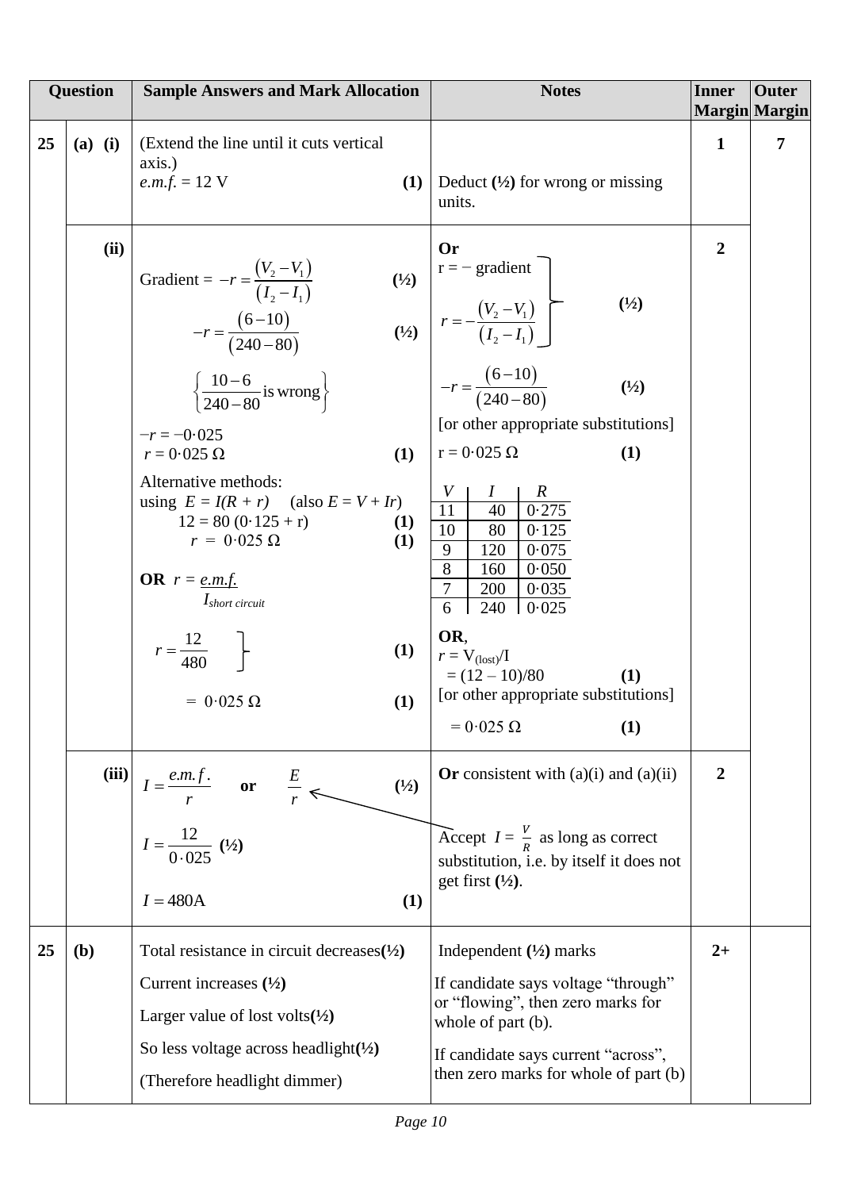| Question | | Sample Answers and Mark Allocation | Notes | Inner Margin | Outer Margin |
|---|---|---|---|---|---|
| 25 | (a) (i) | (Extend the line until it cuts vertical axis.)<br>*e.m.f.* = 12 V **(1)** | Deduct **(½)** for wrong or missing units. | 1 | 7 |
| | (ii) | Gradient = $-r = \frac{(V_2 - V_1)}{(I_2 - I_1)}$ **(½)**<br>$-r = \frac{(6-10)}{(240-80)}$ **(½)**<br>$\left\{\frac{10-6}{240-80} \text{is wrong}\right\}$<br>$-r = -0{\cdot}025$<br>$r = 0{\cdot}025\ \Omega$ **(1)**<br>Alternative methods:<br>using $E = I(R + r)$ (also $E = V + Ir$)<br>$12 = 80\ (0{\cdot}125 + r)$ **(1)**<br>$r = 0{\cdot}025\ \Omega$ **(1)**<br>**OR** $r = \frac{e.m.f.}{I_{short\ circuit}}$<br>$r = \frac{12}{480}$ **(1)**<br>$= 0{\cdot}025\ \Omega$ **(1)** | **Or**<br>r = − gradient<br>$r = -\frac{(V_2 - V_1)}{(I_2 - I_1)}$ **(½)**<br>$-r = \frac{(6-10)}{(240-80)}$ **(½)**<br>[or other appropriate substitutions]<br>r = 0·025 Ω **(1)**<br>*V* / *I* / *R*:<br>11 / 40 / 0·275<br>10 / 80 / 0·125<br>9 / 120 / 0·075<br>8 / 160 / 0·050<br>7 / 200 / 0·035<br>6 / 240 / 0·025<br>**OR**,<br>$r = V_{(lost)}/I$<br>= (12 – 10)/80 **(1)**<br>[or other appropriate substitutions]<br>= 0·025 Ω **(1)** | 2 | |
| | (iii) | $I = \frac{e.m.f.}{r}$ or $\frac{E}{r}$ **(½)**<br>$I = \frac{12}{0{\cdot}025}$ **(½)**<br>$I = 480\text{A}$ **(1)** | **Or** consistent with (a)(i) and (a)(ii)<br>Accept $I = \frac{V}{R}$ as long as correct substitution, i.e. by itself it does not get first **(½)**. | 2 | |
| 25 | (b) | Total resistance in circuit decreases**(½)**<br>Current increases **(½)**<br>Larger value of lost volts**(½)**<br>So less voltage across headlight**(½)**<br>(Therefore headlight dimmer) | Independent **(½)** marks<br>If candidate says voltage "through" or "flowing", then zero marks for whole of part (b).<br>If candidate says current "across", then zero marks for whole of part (b) | 2+ | |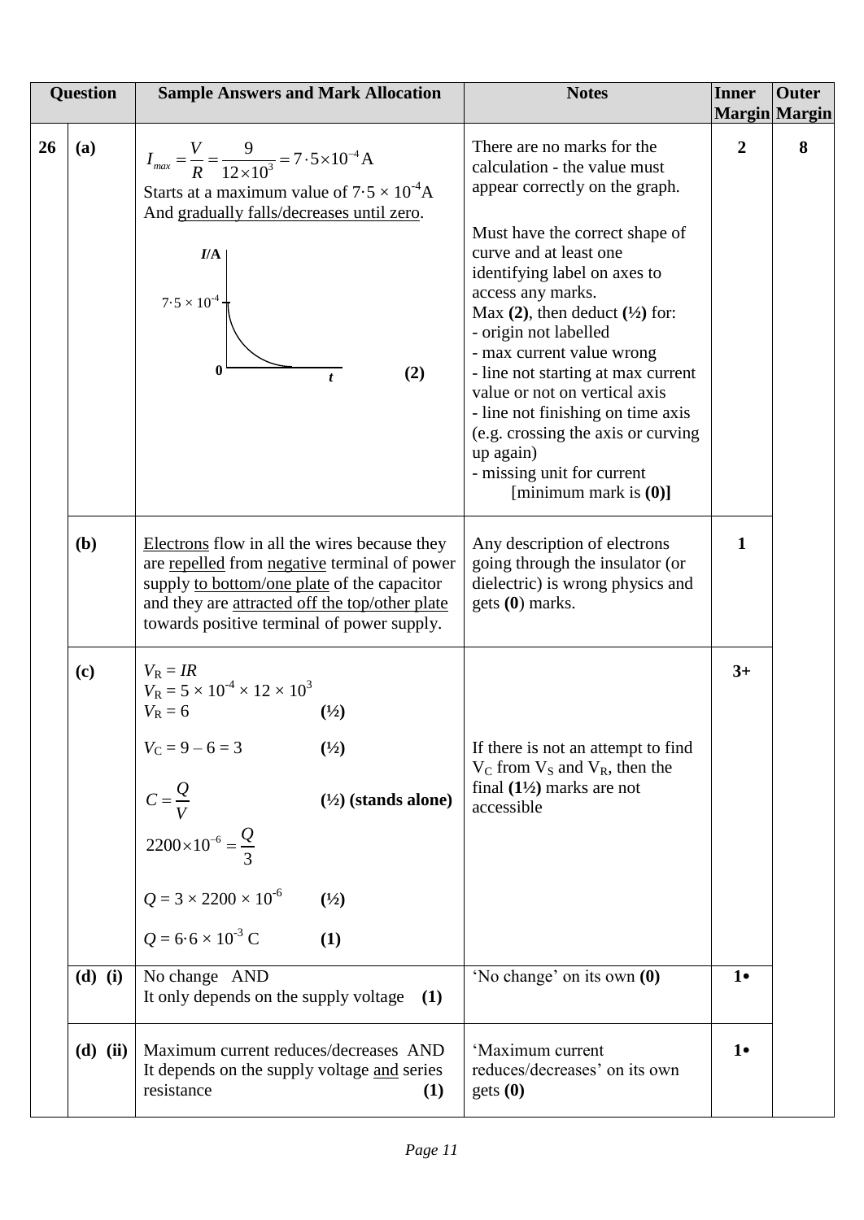| Question | | Sample Answers and Mark Allocation | Notes | Inner Margin | Outer Margin |
|---|---|---|---|---|---|
| 26 | (a) | $I_{max} = \frac{V}{R} = \frac{9}{12 \times 10^3} = 7 \cdot 5 \times 10^{-4}\text{A}$<br>Starts at a maximum value of $7 \cdot 5 \times 10^{-4}$A<br>And gradually falls/decreases until zero.<br>[Graph: $I$/A against $t$, starting at $7 \cdot 5 \times 10^{-4}$ on vertical axis, curving down to the time axis; origin labelled 0] **(2)** | There are no marks for the calculation - the value must appear correctly on the graph.<br><br>Must have the correct shape of curve and at least one identifying label on axes to access any marks.<br>Max **(2)**, then deduct **(½)** for:<br>- origin not labelled<br>- max current value wrong<br>- line not starting at max current value or not on vertical axis<br>- line not finishing on time axis (e.g. crossing the axis or curving up again)<br>- missing unit for current<br>[minimum mark is **(0)**] | **2** | **8** |
| | (b) | Electrons flow in all the wires because they are repelled from negative terminal of power supply to bottom/one plate of the capacitor and they are attracted off the top/other plate towards positive terminal of power supply. | Any description of electrons going through the insulator (or dielectric) is wrong physics and gets **(0)** marks. | **1** | |
| | (c) | $V_R = IR$<br>$V_R = 5 \times 10^{-4} \times 12 \times 10^3$<br>$V_R = 6$ **(½)**<br><br>$V_C = 9 - 6 = 3$ **(½)**<br><br>$C = \frac{Q}{V}$ **(½) (stands alone)**<br><br>$2200 \times 10^{-6} = \frac{Q}{3}$<br><br>$Q = 3 \times 2200 \times 10^{-6}$ **(½)**<br><br>$Q = 6 \cdot 6 \times 10^{-3}$ C **(1)** | If there is not an attempt to find $V_C$ from $V_S$ and $V_R$, then the final **(1½)** marks are not accessible | **3+** | |
| | (d) (i) | No change AND<br>It only depends on the supply voltage **(1)** | 'No change' on its own **(0)** | **1•** | |
| | (d) (ii) | Maximum current reduces/decreases AND<br>It depends on the supply voltage and series resistance **(1)** | 'Maximum current reduces/decreases' on its own gets **(0)** | **1•** | |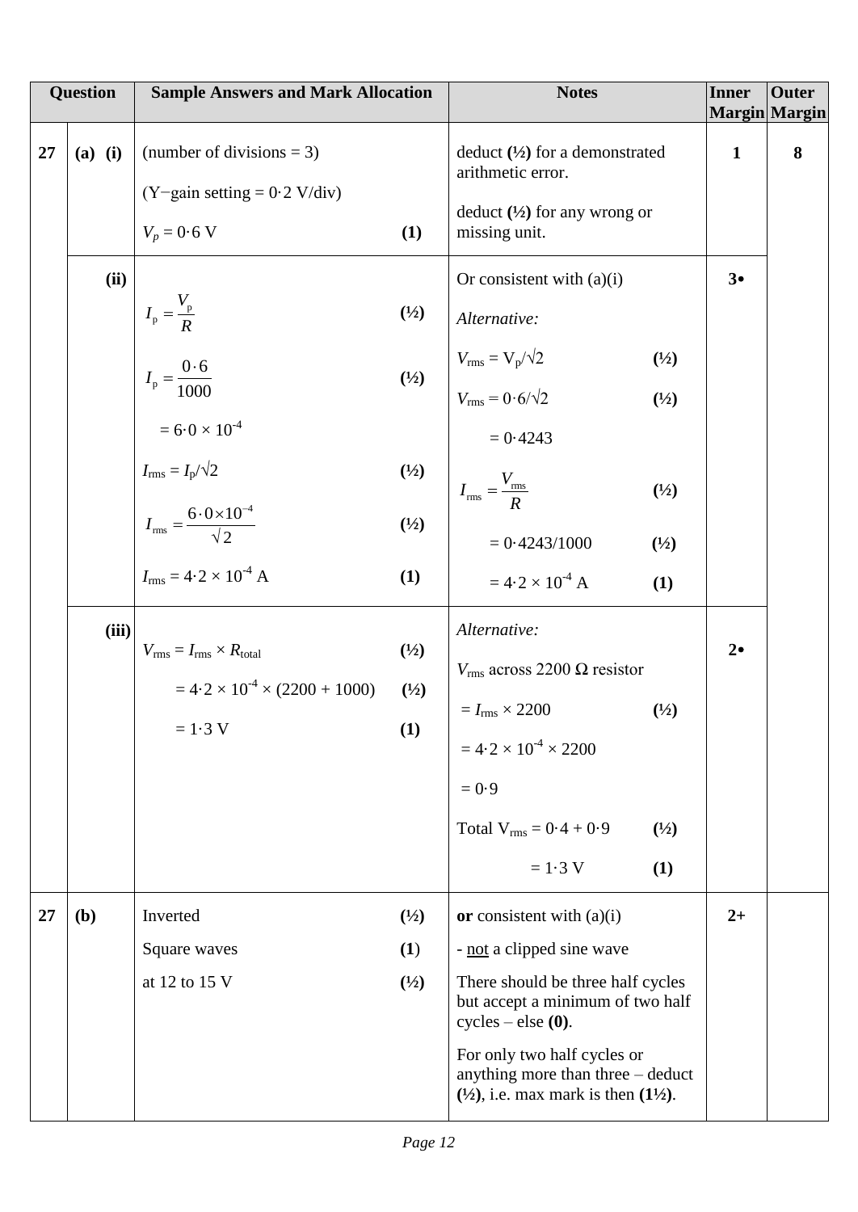| Question | | Sample Answers and Mark Allocation | Notes | Inner Margin | Outer Margin |
|---|---|---|---|---|---|
| 27 | (a) (i) | (number of divisions = 3)<br><br>(Y−gain setting = 0·2 V/div)<br><br>$V_p = 0{\cdot}6$ V **(1)** | deduct **(½)** for a demonstrated arithmetic error.<br><br>deduct **(½)** for any wrong or missing unit. | 1 | 8 |
| | (ii) | $I_p = \frac{V_p}{R}$ **(½)**<br><br>$I_p = \frac{0{\cdot}6}{1000}$ **(½)**<br><br>$= 6{\cdot}0 \times 10^{-4}$<br><br>$I_{rms} = I_p/\sqrt{2}$ **(½)**<br><br>$I_{rms} = \frac{6{\cdot}0 \times 10^{-4}}{\sqrt{2}}$ **(½)**<br><br>$I_{rms} = 4{\cdot}2 \times 10^{-4}$ A **(1)** | Or consistent with (a)(i)<br><br>*Alternative:*<br><br>$V_{rms} = V_p/\sqrt{2}$ **(½)**<br><br>$V_{rms} = 0{\cdot}6/\sqrt{2}$ **(½)**<br><br>$= 0{\cdot}4243$<br><br>$I_{rms} = \frac{V_{rms}}{R}$ **(½)**<br><br>$= 0{\cdot}4243/1000$ **(½)**<br><br>$= 4{\cdot}2 \times 10^{-4}$ A **(1)** | 3• | |
| | (iii) | $V_{rms} = I_{rms} \times R_{total}$ **(½)**<br><br>$= 4{\cdot}2 \times 10^{-4} \times (2200 + 1000)$ **(½)**<br><br>$= 1{\cdot}3$ V **(1)** | *Alternative:*<br><br>$V_{rms}$ across 2200 Ω resistor<br><br>$= I_{rms} \times 2200$ **(½)**<br><br>$= 4{\cdot}2 \times 10^{-4} \times 2200$<br><br>$= 0{\cdot}9$<br><br>Total $V_{rms} = 0{\cdot}4 + 0{\cdot}9$ **(½)**<br><br>$= 1{\cdot}3$ V **(1)** | 2• | |
| 27 | (b) | Inverted **(½)**<br><br>Square waves **(1)**<br><br>at 12 to 15 V **(½)** | **or** consistent with (a)(i)<br><br>- not a clipped sine wave<br><br>There should be three half cycles but accept a minimum of two half cycles – else **(0)**.<br><br>For only two half cycles or anything more than three – deduct **(½)**, i.e. max mark is then **(1½)**. | 2+ | |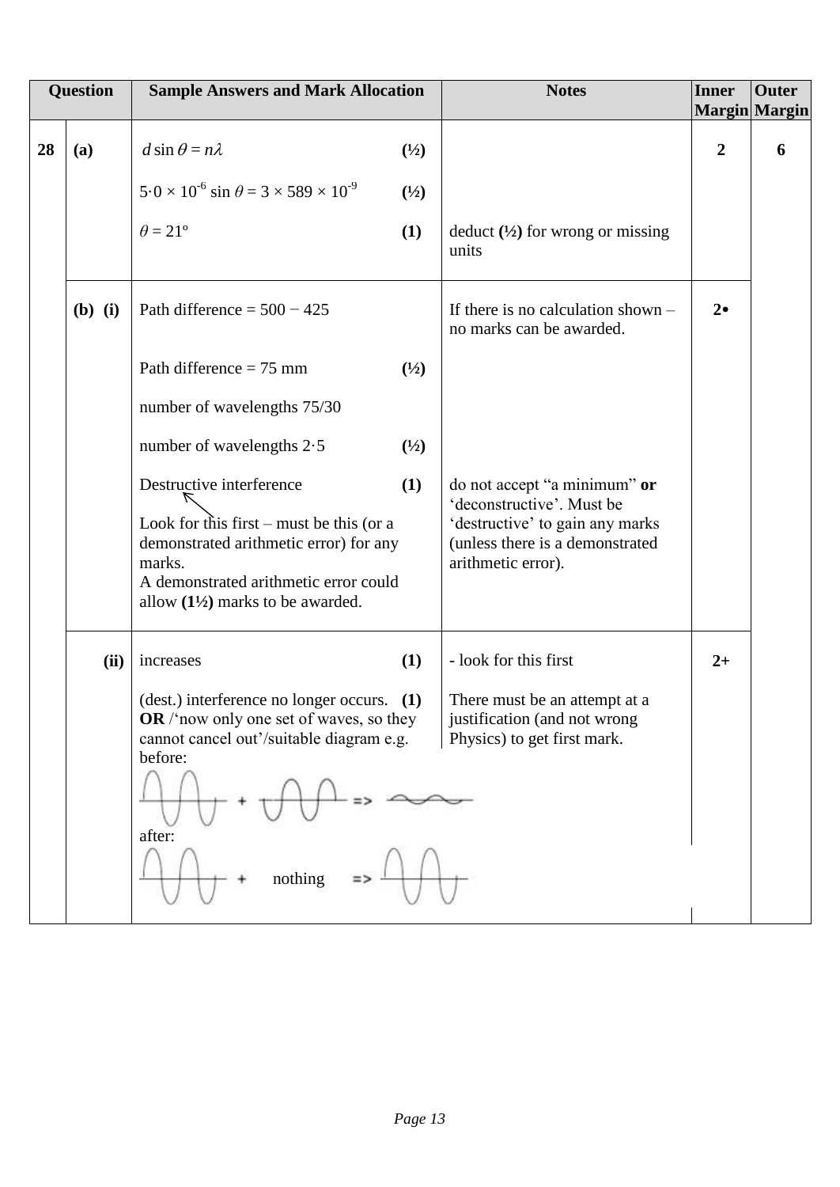| Question | | Sample Answers and Mark Allocation | Notes | Inner Margin | Outer Margin |
|---|---|---|---|---|---|
| 28 | (a) | $d \sin \theta = n\lambda$ **(½)**<br><br>$5 \cdot 0 \times 10^{-6} \sin \theta = 3 \times 589 \times 10^{-9}$ **(½)**<br><br>$\theta = 21^{o}$ **(1)** | deduct **(½)** for wrong or missing units | 2 | 6 |
| | (b) (i) | Path difference = 500 − 425<br><br>Path difference = 75 mm **(½)**<br><br>number of wavelengths 75/30<br><br>number of wavelengths 2·5 **(½)**<br><br>Destructive interference **(1)**<br><br>Look for this first – must be this (or a demonstrated arithmetic error) for any marks.<br>A demonstrated arithmetic error could allow **(1½)** marks to be awarded. | If there is no calculation shown – no marks can be awarded.<br><br>do not accept "a minimum" **or** 'deconstructive'. Must be 'destructive' to gain any marks (unless there is a demonstrated arithmetic error). | 2• | |
| | (ii) | increases **(1)**<br><br>(dest.) interference no longer occurs. **(1)**<br>**OR** /'now only one set of waves, so they cannot cancel out'/suitable diagram e.g.<br>before:<br>(wave) + (wave) => (small wave)<br>after:<br>(wave) + nothing => (wave) | - look for this first<br><br>There must be an attempt at a justification (and not wrong Physics) to get first mark. | 2+ | |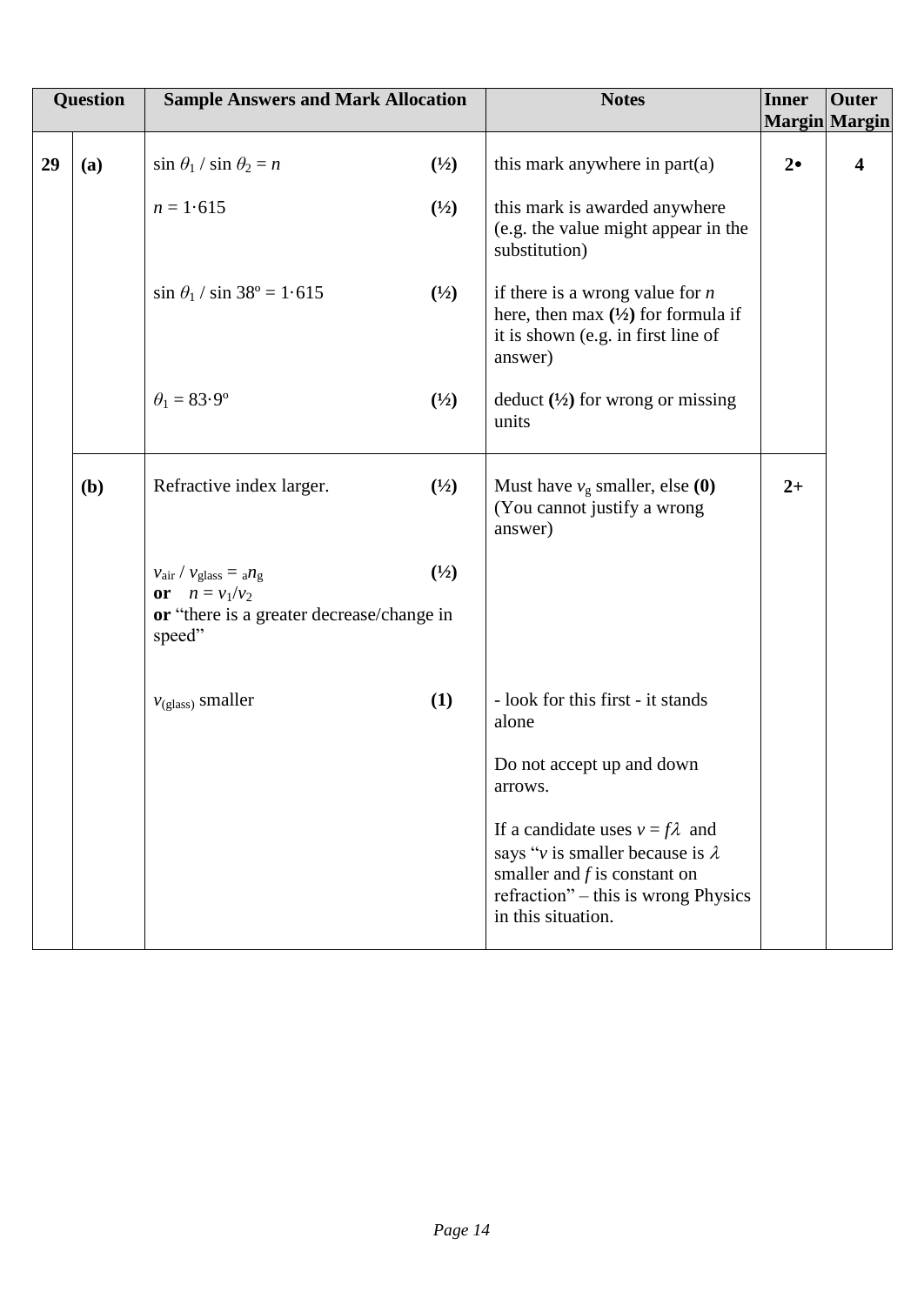| Question | | Sample Answers and Mark Allocation | | Notes | Inner Margin | Outer Margin |
|---|---|---|---|---|---|---|
| 29 | (a) | $\sin \theta_1 / \sin \theta_2 = n$ | **(½)** | this mark anywhere in part(a) | 2• | 4 |
| | | $n = 1{\cdot}615$ | **(½)** | this mark is awarded anywhere (e.g. the value might appear in the substitution) | | |
| | | $\sin \theta_1 / \sin 38^{\circ} = 1{\cdot}615$ | **(½)** | if there is a wrong value for $n$ here, then max **(½)** for formula if it is shown (e.g. in first line of answer) | | |
| | | $\theta_1 = 83{\cdot}9^{\circ}$ | **(½)** | deduct **(½)** for wrong or missing units | | |
| | (b) | Refractive index larger. | **(½)** | Must have $v_g$ smaller, else **(0)** (You cannot justify a wrong answer) | 2+ | |
| | | $v_{air} / v_{glass} = {}_{a}n_{g}$ **or** $n = v_1/v_2$ **or** "there is a greater decrease/change in speed" | **(½)** | | | |
| | | $v_{(glass)}$ smaller | **(1)** | - look for this first - it stands alone<br><br>Do not accept up and down arrows.<br><br>If a candidate uses $v = f\lambda$ and says "$v$ is smaller because is $\lambda$ smaller and $f$ is constant on refraction" – this is wrong Physics in this situation. | | |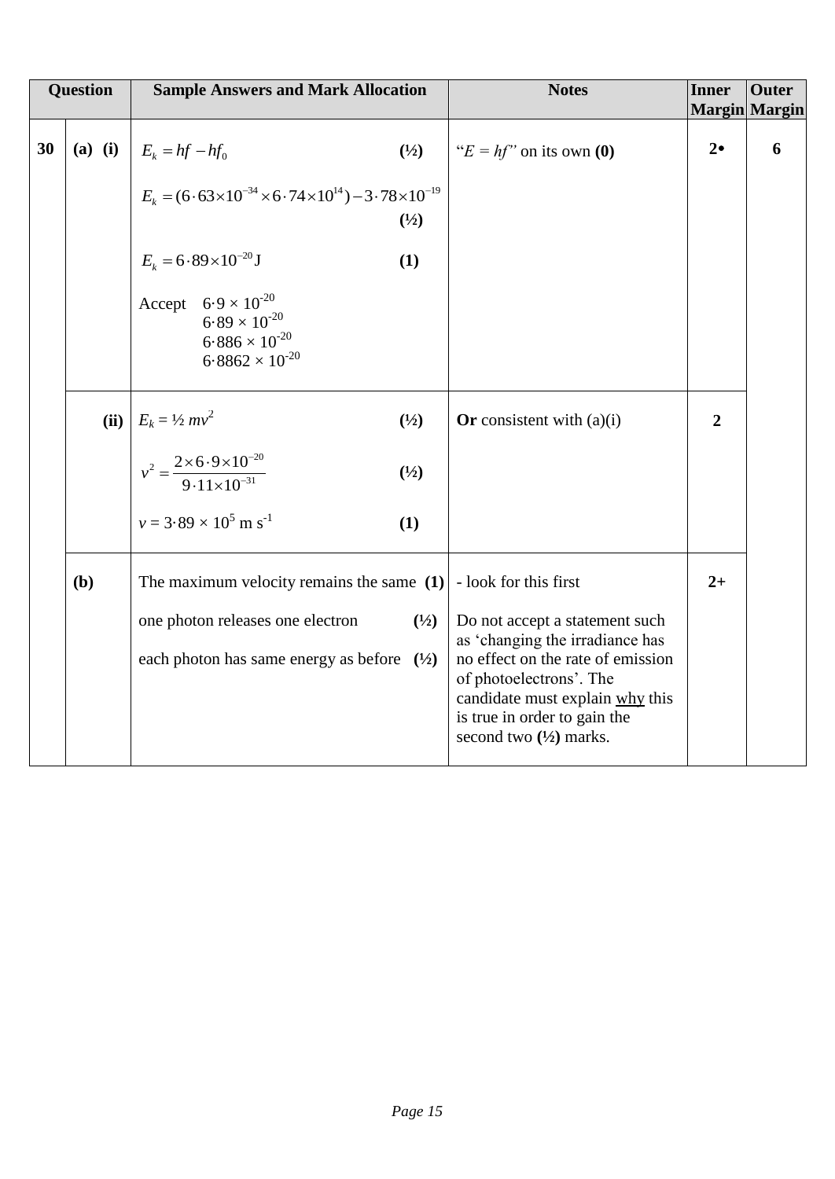| Question | | Sample Answers and Mark Allocation | Notes | Inner Margin | Outer Margin |
|---|---|---|---|---|---|
| 30 | (a) (i) | $E_k = hf - hf_0$ **(½)**<br><br>$E_k = (6 \cdot 63 \times 10^{-34} \times 6 \cdot 74 \times 10^{14}) - 3 \cdot 78 \times 10^{-19}$ **(½)**<br><br>$E_k = 6 \cdot 89 \times 10^{-20}$ J **(1)**<br><br>Accept $6 \cdot 9 \times 10^{-20}$<br>$6 \cdot 89 \times 10^{-20}$<br>$6 \cdot 886 \times 10^{-20}$<br>$6 \cdot 8862 \times 10^{-20}$ | "$E = hf$" on its own **(0)** | **2•** | **6** |
| | (ii) | $E_k = ½\, mv^2$ **(½)**<br><br>$v^2 = \frac{2 \times 6 \cdot 9 \times 10^{-20}}{9 \cdot 11 \times 10^{-31}}$ **(½)**<br><br>$v = 3 \cdot 89 \times 10^5$ m s$^{-1}$ **(1)** | **Or** consistent with (a)(i) | **2** | |
| | (b) | The maximum velocity remains the same **(1)**<br><br>one photon releases one electron **(½)**<br><br>each photon has same energy as before **(½)** | - look for this first<br><br>Do not accept a statement such as 'changing the irradiance has no effect on the rate of emission of photoelectrons'. The candidate must explain <u>why</u> this is true in order to gain the second two **(½)** marks. | **2+** | |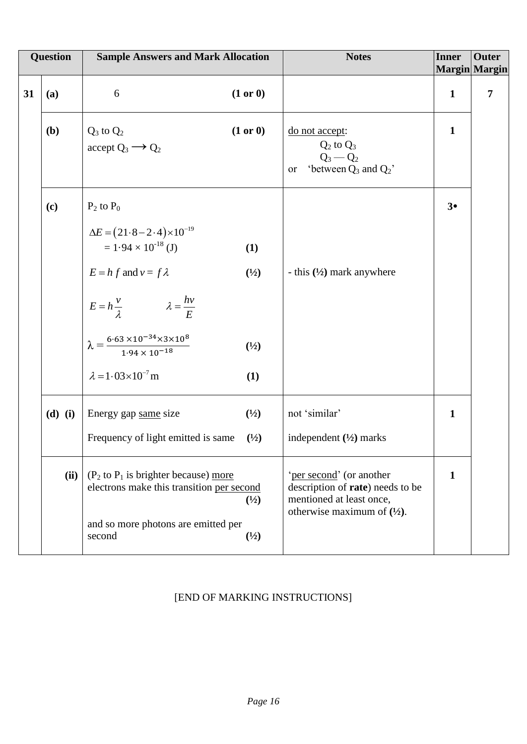| Question | | Sample Answers and Mark Allocation | Notes | Inner Margin | Outer Margin |
|---|---|---|---|---|---|
| 31 | (a) | 6 **(1 or 0)** | | 1 | 7 |
| | (b) | $Q_3$ to $Q_2$ **(1 or 0)**<br>accept $Q_3 \longrightarrow Q_2$ | <u>do not accept</u>:<br>$Q_2$ to $Q_3$<br>$Q_3$ — $Q_2$<br>or 'between $Q_3$ and $Q_2$' | 1 | |
| | (c) | $P_2$ to $P_0$<br>$\Delta E = (21{\cdot}8 - 2{\cdot}4) \times 10^{-19}$<br>$= 1{\cdot}94 \times 10^{-18}$ (J) **(1)**<br>$E = hf$ and $v = f\lambda$ **(½)**<br>$E = h\dfrac{v}{\lambda}$ $\quad \lambda = \dfrac{hv}{E}$<br>$\lambda = \dfrac{6{\cdot}63 \times 10^{-34} \times 3 \times 10^{8}}{1{\cdot}94 \times 10^{-18}}$ **(½)**<br>$\lambda = 1{\cdot}03 \times 10^{-7}$ m **(1)** | - this **(½)** mark anywhere | 3• | |
| | (d) (i) | Energy gap <u>same</u> size **(½)**<br>Frequency of light emitted is same **(½)** | not 'similar'<br>independent **(½)** marks | 1 | |
| | (ii) | ($P_2$ to $P_1$ is brighter because) <u>more</u> electrons make this transition <u>per second</u> **(½)**<br>and so more photons are emitted per second **(½)** | '<u>per second</u>' (or another description of **rate**) needs to be mentioned at least once, otherwise maximum of **(½)**. | 1 | |

[END OF MARKING INSTRUCTIONS]